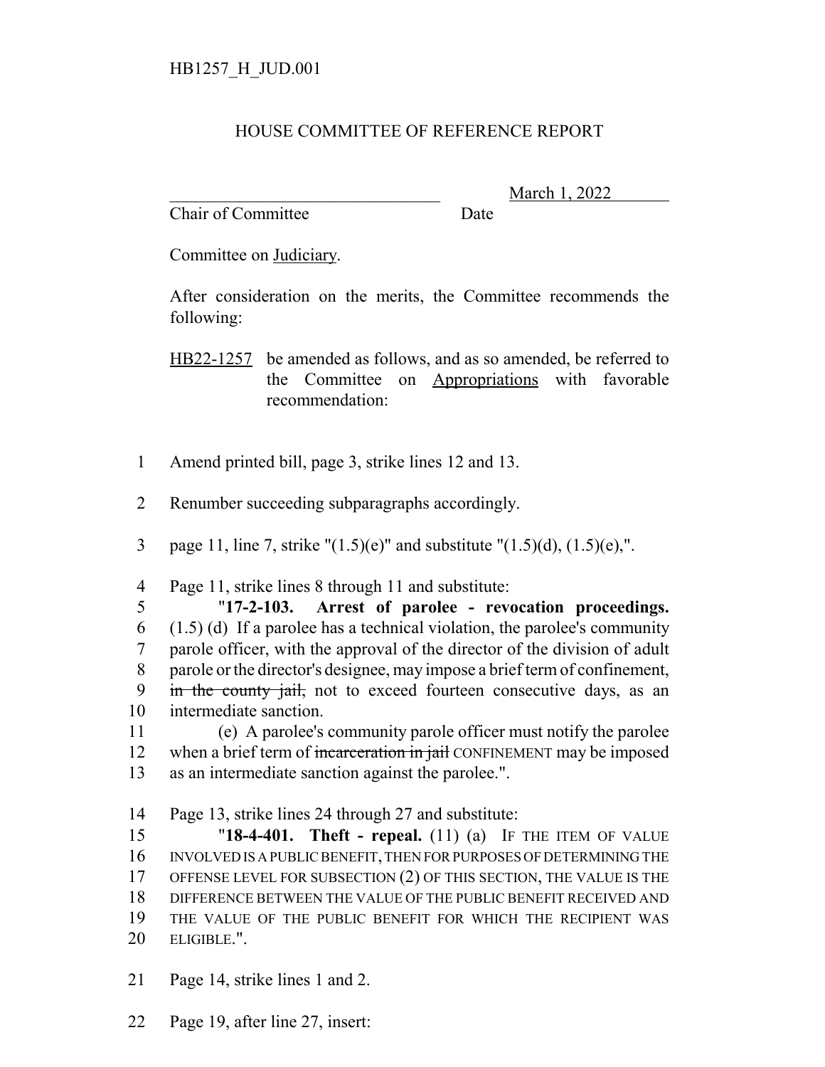HB1257_H_JUD.001

HOUSE COMMITTEE OF REFERENCE REPORT

_______________________________ March 1, 2022

Chair of Committee Date

Committee on Judiciary.

After consideration on the merits, the Committee recommends the following:

HB22-1257 be amended as follows, and as so amended, be referred to the Committee on Appropriations with favorable recommendation:

1 Amend printed bill, page 3, strike lines 12 and 13.

2 Renumber succeeding subparagraphs accordingly.

3 page 11, line 7, strike "(1.5)(e)" and substitute "(1.5)(d), (1.5)(e),".

4 Page 11, strike lines 8 through 11 and substitute:

5 "**17-2-103. Arrest of parolee - revocation proceedings.**
6 (1.5) (d) If a parolee has a technical violation, the parolee's community
7 parole officer, with the approval of the director of the division of adult
8 parole or the director's designee, may impose a brief term of confinement,
9 ~~in the county jail,~~ not to exceed fourteen consecutive days, as an
10 intermediate sanction.

11 (e) A parolee's community parole officer must notify the parolee
12 when a brief term of ~~incarceration in jail~~ CONFINEMENT may be imposed
13 as an intermediate sanction against the parolee.".

14 Page 13, strike lines 24 through 27 and substitute:

15 "**18-4-401. Theft - repeal.** (11) (a) IF THE ITEM OF VALUE
16 INVOLVED IS A PUBLIC BENEFIT, THEN FOR PURPOSES OF DETERMINING THE
17 OFFENSE LEVEL FOR SUBSECTION (2) OF THIS SECTION, THE VALUE IS THE
18 DIFFERENCE BETWEEN THE VALUE OF THE PUBLIC BENEFIT RECEIVED AND
19 THE VALUE OF THE PUBLIC BENEFIT FOR WHICH THE RECIPIENT WAS
20 ELIGIBLE.".

21 Page 14, strike lines 1 and 2.

22 Page 19, after line 27, insert: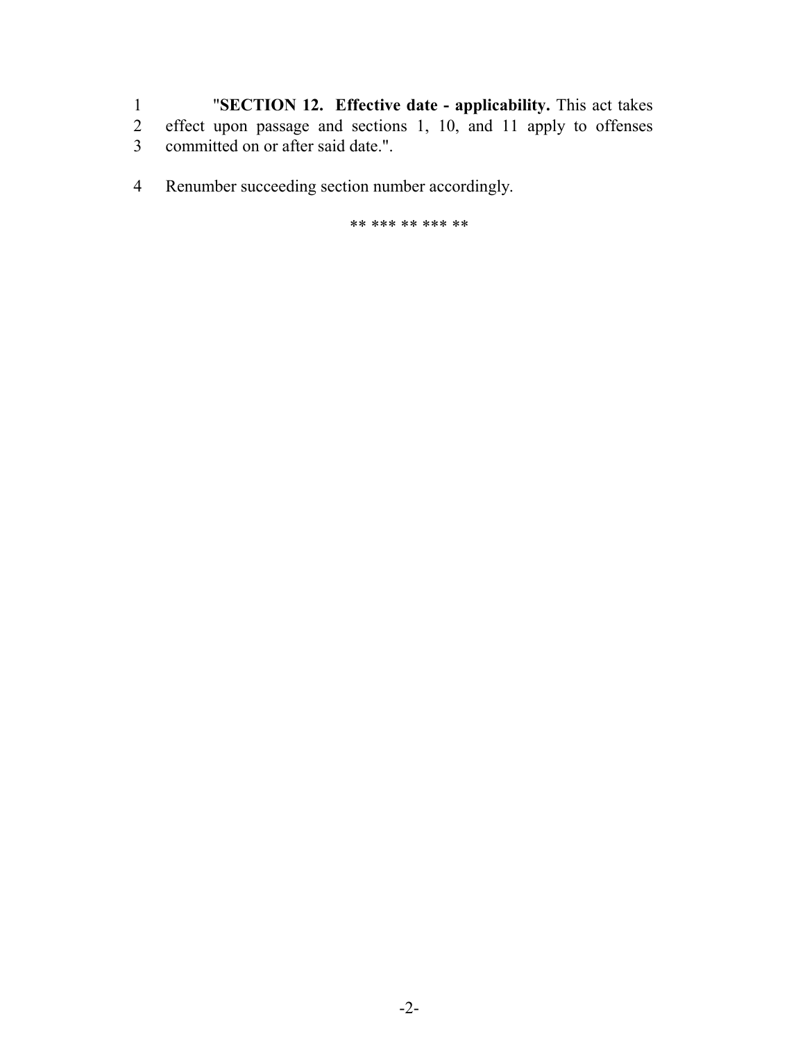"**SECTION 12. Effective date - applicability.** This act takes effect upon passage and sections 1, 10, and 11 apply to offenses committed on or after said date.".

Renumber succeeding section number accordingly.

** *** ** *** **